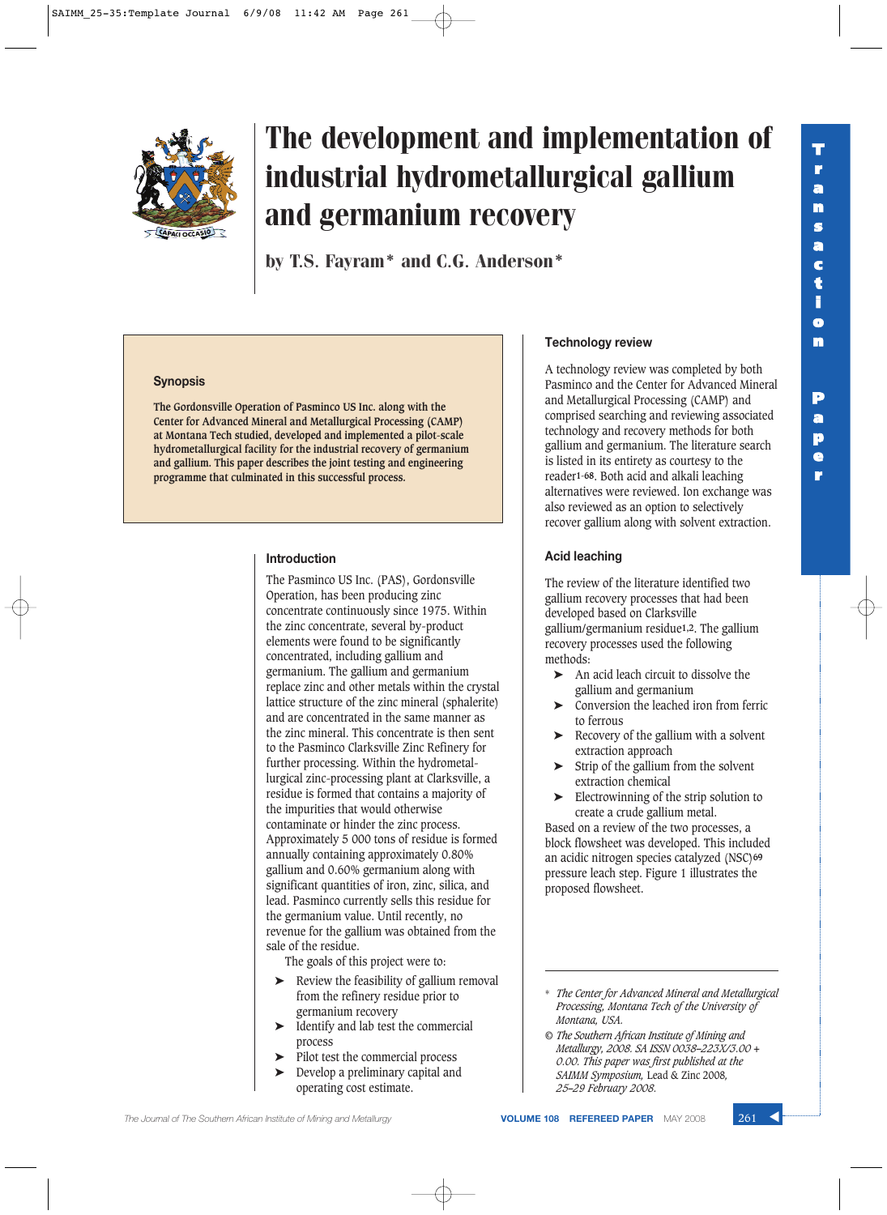# The development and implementation of industrial hydrometallurgical gallium and germanium recovery

by T.S. Fayram* and C.G. Anderson*

### Synopsis

The Gordonsville Operation of Pasminco US Inc. along with the Center for Advanced Mineral and Metallurgical Processing (CAMP) at Montana Tech studied, developed and implemented a pilot-scale hydrometallurgical facility for the industrial recovery of germanium and gallium. This paper describes the joint testing and engineering programme that culminated in this successful process.

## Introduction

The Pasminco US Inc. (PAS), Gordonsville Operation, has been producing zinc concentrate continuously since 1975. Within the zinc concentrate, several by-product elements were found to be significantly concentrated, including gallium and germanium. The gallium and germanium replace zinc and other metals within the crystal lattice structure of the zinc mineral (sphalerite) and are concentrated in the same manner as the zinc mineral. This concentrate is then sent to the Pasminco Clarksville Zinc Refinery for further processing. Within the hydrometallurgical zinc-processing plant at Clarksville, a residue is formed that contains a majority of the impurities that would otherwise contaminate or hinder the zinc process. Approximately 5 000 tons of residue is formed annually containing approximately 0.80% gallium and 0.60% germanium along with significant quantities of iron, zinc, silica, and lead. Pasminco currently sells this residue for the germanium value. Until recently, no revenue for the gallium was obtained from the sale of the residue.

The goals of this project were to:

- Review the feasibility of gallium removal from the refinery residue prior to germanium recovery
- Identify and lab test the commercial process
- Pilot test the commercial process
- Develop a preliminary capital and operating cost estimate.

## Technology review

A technology review was completed by both Pasminco and the Center for Advanced Mineral and Metallurgical Processing (CAMP) and comprised searching and reviewing associated technology and recovery methods for both gallium and germanium. The literature search is listed in its entirety as courtesy to the reader[1–68]. Both acid and alkali leaching alternatives were reviewed. Ion exchange was also reviewed as an option to selectively recover gallium along with solvent extraction.

## Acid leaching

The review of the literature identified two gallium recovery processes that had been developed based on Clarksville gallium/germanium residue[1,2]. The gallium recovery processes used the following methods:

- An acid leach circuit to dissolve the gallium and germanium
- Conversion the leached iron from ferric to ferrous
- Recovery of the gallium with a solvent extraction approach
- Strip of the gallium from the solvent extraction chemical
- Electrowinning of the strip solution to create a crude gallium metal.

Based on a review of the two processes, a block flowsheet was developed. This included an acidic nitrogen species catalyzed (NSC)[69] pressure leach step. Figure 1 illustrates the proposed flowsheet.

---

\* *The Center for Advanced Mineral and Metallurgical Processing, Montana Tech of the University of Montana, USA.*

© *The Southern African Institute of Mining and Metallurgy, 2008. SA ISSN 0038–223X/3.00 + 0.00. This paper was first published at the SAIMM Symposium,* Lead & Zinc 2008, *25–29 February 2008.*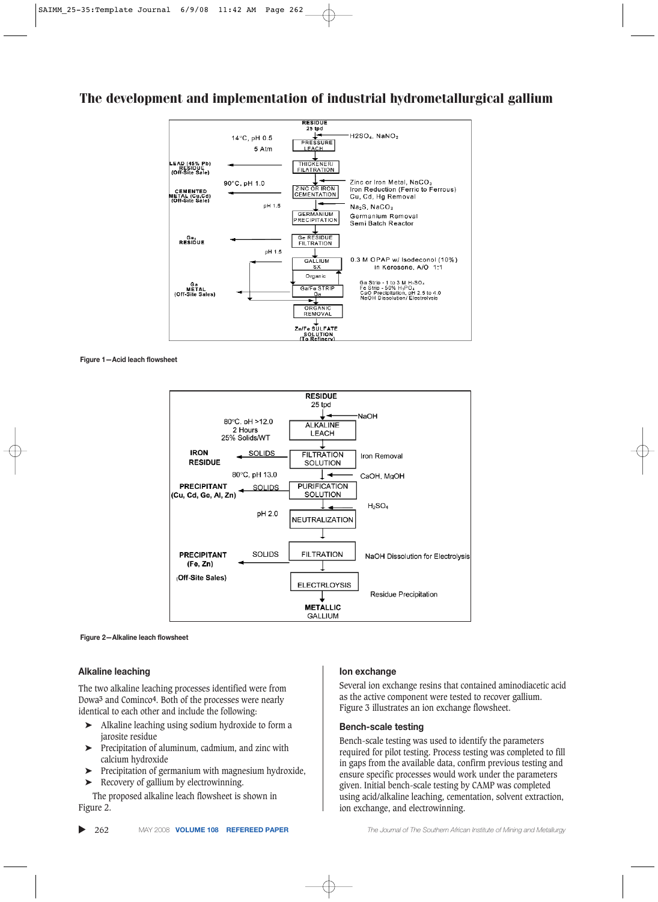Figure 1—Acid leach flowsheet

Figure 2—Alkaline leach flowsheet

### Alkaline leaching

The two alkaline leaching processes identified were from Dowa[3] and Cominco[4]. Both of the processes were nearly identical to each other and include the following:

- ➤ Alkaline leaching using sodium hydroxide to form a jarosite residue
- ➤ Precipitation of aluminum, cadmium, and zinc with calcium hydroxide
- ➤ Precipitation of germanium with magnesium hydroxide,
- ➤ Recovery of gallium by electrowinning.

The proposed alkaline leach flowsheet is shown in Figure 2.

### Ion exchange

Several ion exchange resins that contained aminodiacetic acid as the active component were tested to recover gallium. Figure 3 illustrates an ion exchange flowsheet.

### Bench-scale testing

Bench-scale testing was used to identify the parameters required for pilot testing. Process testing was completed to fill in gaps from the available data, confirm previous testing and ensure specific processes would work under the parameters given. Initial bench-scale testing by CAMP was completed using acid/alkaline leaching, cementation, solvent extraction, ion exchange, and electrowinning.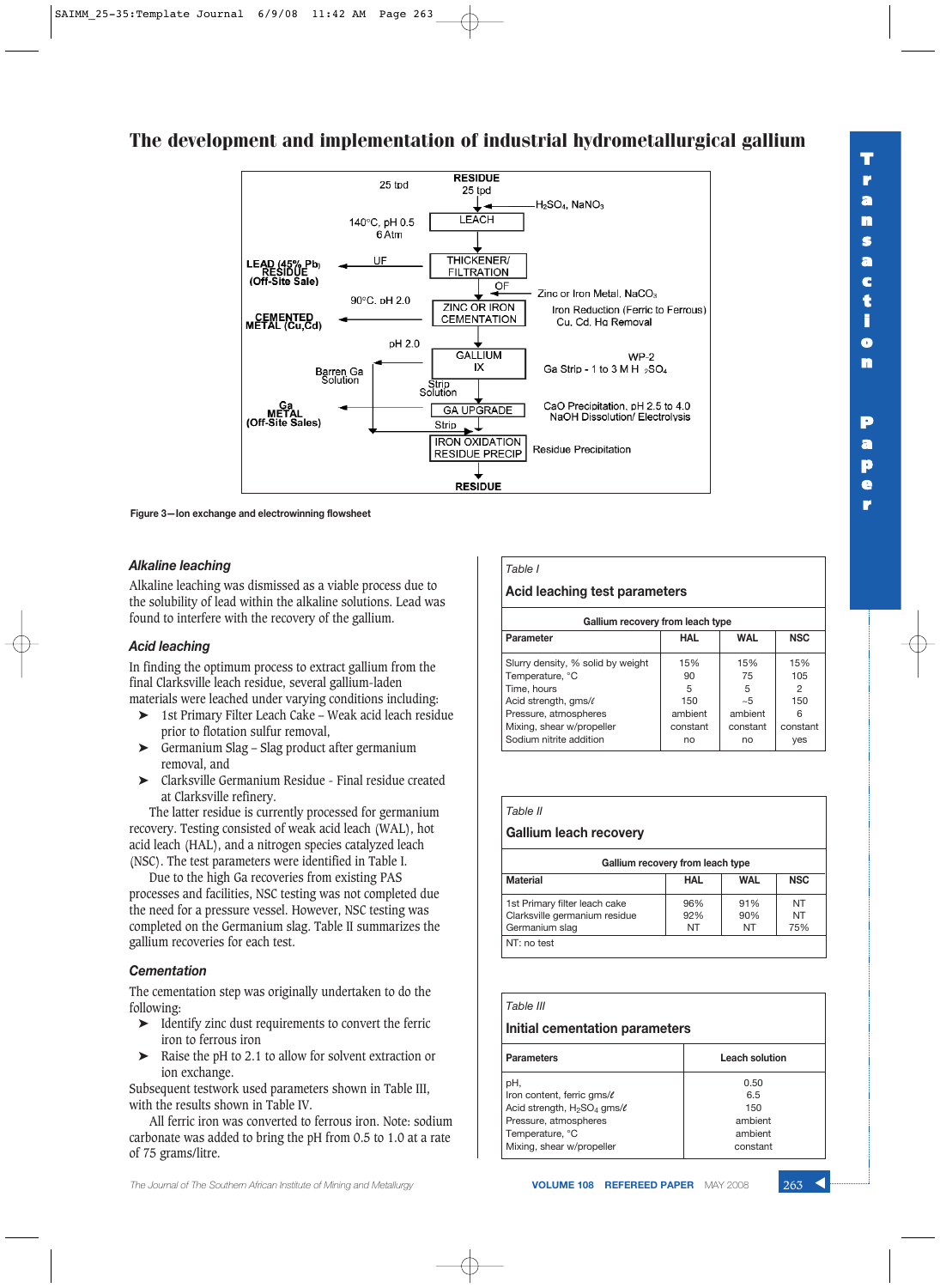# The development and implementation of industrial hydrometallurgical gallium

Figure 3—Ion exchange and electrowinning flowsheet

### *Alkaline leaching*

Alkaline leaching was dismissed as a viable process due to the solubility of lead within the alkaline solutions. Lead was found to interfere with the recovery of the gallium.

### *Acid leaching*

In finding the optimum process to extract gallium from the final Clarksville leach residue, several gallium-laden materials were leached under varying conditions including:

- 1st Primary Filter Leach Cake – Weak acid leach residue prior to flotation sulfur removal,
- Germanium Slag – Slag product after germanium removal, and
- Clarksville Germanium Residue - Final residue created at Clarksville refinery.

The latter residue is currently processed for germanium recovery. Testing consisted of weak acid leach (WAL), hot acid leach (HAL), and a nitrogen species catalyzed leach (NSC). The test parameters were identified in Table I.

Due to the high Ga recoveries from existing PAS processes and facilities, NSC testing was not completed due the need for a pressure vessel. However, NSC testing was completed on the Germanium slag. Table II summarizes the gallium recoveries for each test.

### *Cementation*

The cementation step was originally undertaken to do the following:

- Identify zinc dust requirements to convert the ferric iron to ferrous iron
- Raise the pH to 2.1 to allow for solvent extraction or ion exchange.

Subsequent testwork used parameters shown in Table III, with the results shown in Table IV.

All ferric iron was converted to ferrous iron. Note: sodium carbonate was added to bring the pH from 0.5 to 1.0 at a rate of 75 grams/litre.

*Table I*

**Acid leaching test parameters**

| Parameter | Gallium recovery from leach type HAL | WAL | NSC |
|---|---|---|---|
| Slurry density, % solid by weight | 15% | 15% | 15% |
| Temperature, °C | 90 | 75 | 105 |
| Time, hours | 5 | 5 | 2 |
| Acid strength, gms/ℓ | 150 | ~5 | 150 |
| Pressure, atmospheres | ambient | ambient | 6 |
| Mixing, shear w/propeller | constant | constant | constant |
| Sodium nitrite addition | no | no | yes |

*Table II*

**Gallium leach recovery**

| Material | Gallium recovery from leach type HAL | WAL | NSC |
|---|---|---|---|
| 1st Primary filter leach cake | 96% | 91% | NT |
| Clarksville germanium residue | 92% | 90% | NT |
| Germanium slag | NT | NT | 75% |

NT: no test

*Table III*

**Initial cementation parameters**

| Parameters | Leach solution |
|---|---|
| pH, | 0.50 |
| Iron content, ferric gms/ℓ | 6.5 |
| Acid strength, $H_2SO_4$ gms/ℓ | 150 |
| Pressure, atmospheres | ambient |
| Temperature, °C | ambient |
| Mixing, shear w/propeller | constant |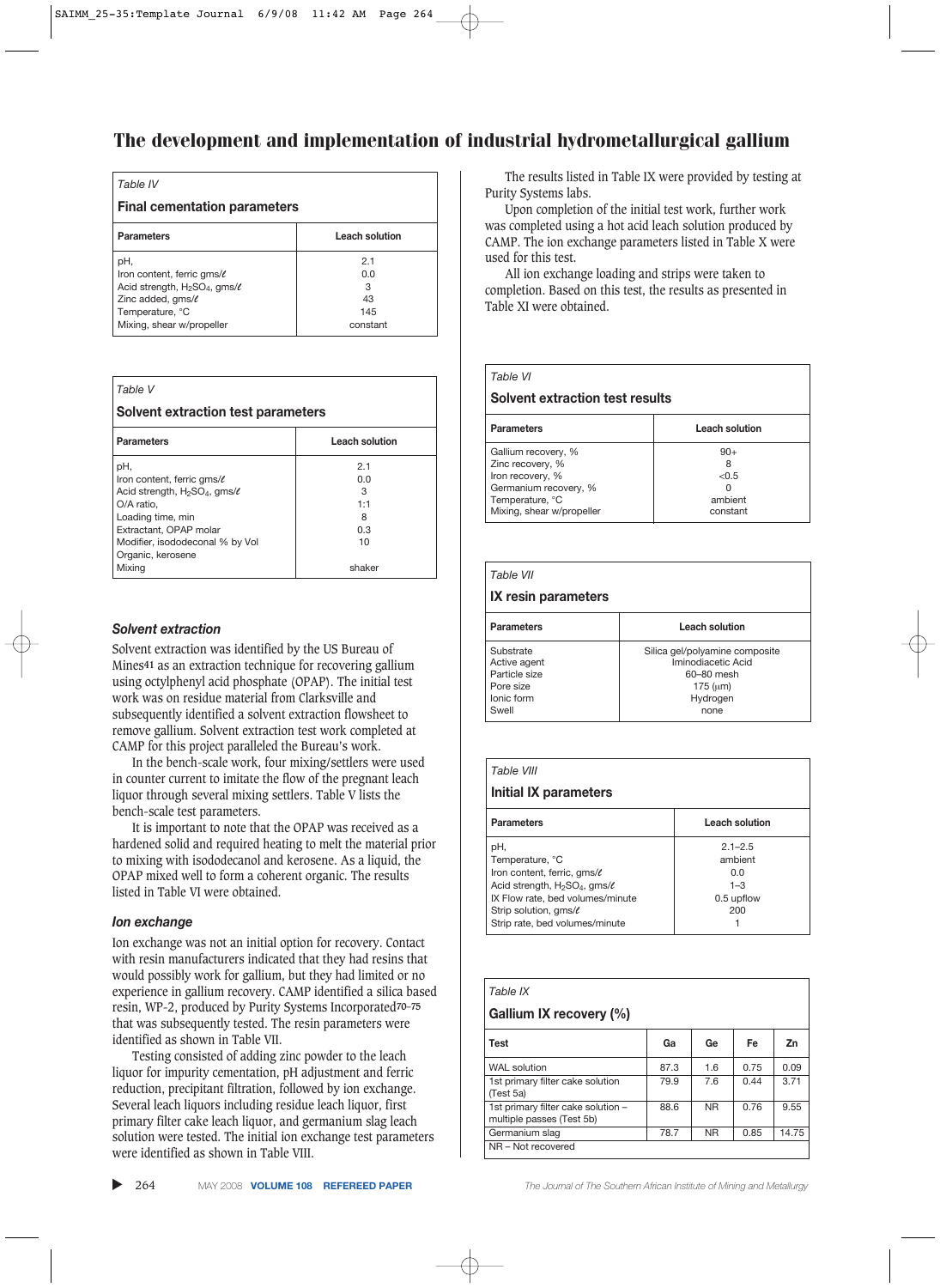## The development and implementation of industrial hydrometallurgical gallium

*Table IV*

**Final cementation parameters**

| Parameters | Leach solution |
|---|---|
| pH, | 2.1 |
| Iron content, ferric gms/ℓ | 0.0 |
| Acid strength, $H_2SO_4$, gms/ℓ | 3 |
| Zinc added, gms/ℓ | 43 |
| Temperature, °C | 145 |
| Mixing, shear w/propeller | constant |

*Table V*

**Solvent extraction test parameters**

| Parameters | Leach solution |
|---|---|
| pH, | 2.1 |
| Iron content, ferric gms/ℓ | 0.0 |
| Acid strength, $H_2SO_4$, gms/ℓ | 3 |
| O/A ratio, | 1:1 |
| Loading time, min | 8 |
| Extractant, OPAP molar | 0.3 |
| Modifier, isododeconal % by Vol | 10 |
| Organic, kerosene | |
| Mixing | shaker |

### *Solvent extraction*

Solvent extraction was identified by the US Bureau of Mines[41] as an extraction technique for recovering gallium using octylphenyl acid phosphate (OPAP). The initial test work was on residue material from Clarksville and subsequently identified a solvent extraction flowsheet to remove gallium. Solvent extraction test work completed at CAMP for this project paralleled the Bureau's work.

In the bench-scale work, four mixing/settlers were used in counter current to imitate the flow of the pregnant leach liquor through several mixing settlers. Table V lists the bench-scale test parameters.

It is important to note that the OPAP was received as a hardened solid and required heating to melt the material prior to mixing with isododecanol and kerosene. As a liquid, the OPAP mixed well to form a coherent organic. The results listed in Table VI were obtained.

### *Ion exchange*

Ion exchange was not an initial option for recovery. Contact with resin manufacturers indicated that they had resins that would possibly work for gallium, but they had limited or no experience in gallium recovery. CAMP identified a silica based resin, WP-2, produced by Purity Systems Incorporated[70–75] that was subsequently tested. The resin parameters were identified as shown in Table VII.

Testing consisted of adding zinc powder to the leach liquor for impurity cementation, pH adjustment and ferric reduction, precipitant filtration, followed by ion exchange. Several leach liquors including residue leach liquor, first primary filter cake leach liquor, and germanium slag leach solution were tested. The initial ion exchange test parameters were identified as shown in Table VIII.

The results listed in Table IX were provided by testing at Purity Systems labs.

Upon completion of the initial test work, further work was completed using a hot acid leach solution produced by CAMP. The ion exchange parameters listed in Table X were used for this test.

All ion exchange loading and strips were taken to completion. Based on this test, the results as presented in Table XI were obtained.

*Table VI*

**Solvent extraction test results**

| Parameters | Leach solution |
|---|---|
| Gallium recovery, % | 90+ |
| Zinc recovery, % | 8 |
| Iron recovery, % | <0.5 |
| Germanium recovery, % | 0 |
| Temperature, °C | ambient |
| Mixing, shear w/propeller | constant |

*Table VII*

**IX resin parameters**

| Parameters | Leach solution |
|---|---|
| Substrate | Silica gel/polyamine composite |
| Active agent | Iminodiacetic Acid |
| Particle size | 60–80 mesh |
| Pore size | 175 (μm) |
| Ionic form | Hydrogen |
| Swell | none |

*Table VIII*

**Initial IX parameters**

| Parameters | Leach solution |
|---|---|
| pH, | 2.1–2.5 |
| Temperature, °C | ambient |
| Iron content, ferric, gms/ℓ | 0.0 |
| Acid strength, $H_2SO_4$, gms/ℓ | 1–3 |
| IX Flow rate, bed volumes/minute | 0.5 upflow |
| Strip solution, gms/ℓ | 200 |
| Strip rate, bed volumes/minute | 1 |

*Table IX*

**Gallium IX recovery (%)**

| Test | Ga | Ge | Fe | Zn |
|---|---|---|---|---|
| WAL solution | 87.3 | 1.6 | 0.75 | 0.09 |
| 1st primary filter cake solution (Test 5a) | 79.9 | 7.6 | 0.44 | 3.71 |
| 1st primary filter cake solution – multiple passes (Test 5b) | 88.6 | NR | 0.76 | 9.55 |
| Germanium slag | 78.7 | NR | 0.85 | 14.75 |

NR – Not recovered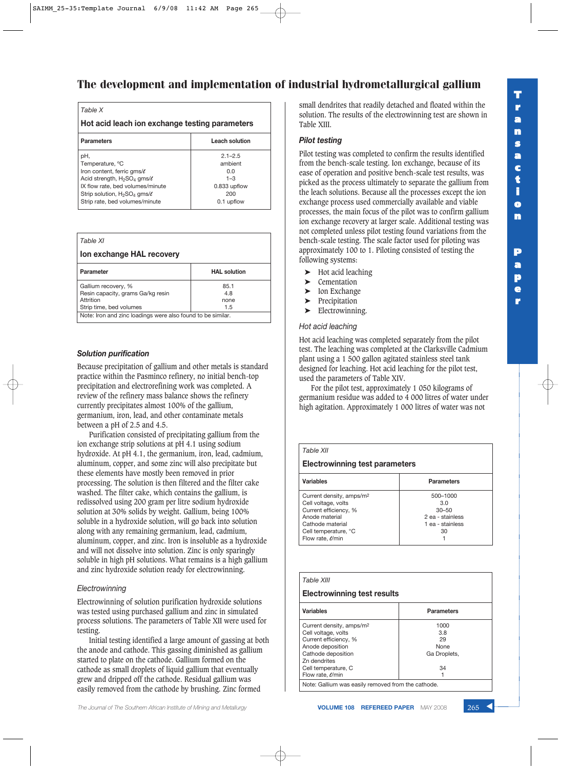Table X

**Hot acid leach ion exchange testing parameters**

| Parameters | Leach solution |
|---|---|
| pH, | 2.1–2.5 |
| Temperature, °C | ambient |
| Iron content, ferric gms/ℓ | 0.0 |
| Acid strength, $H_2SO_4$ gms/ℓ | 1–3 |
| IX flow rate, bed volumes/minute | 0.833 upflow |
| Strip solution, $H_2SO_4$ gms/ℓ | 200 |
| Strip rate, bed volumes/minute | 0.1 upflow |

Table XI

**Ion exchange HAL recovery**

| Parameter | HAL solution |
|---|---|
| Gallium recovery, % | 85.1 |
| Resin capacity, grams Ga/kg resin | 4.8 |
| Attrition | none |
| Strip time, bed volumes | 1.5 |

Note: Iron and zinc loadings were also found to be similar.

### *Solution purification*

Because precipitation of gallium and other metals is standard practice within the Pasminco refinery, no initial bench-top precipitation and electrorefining work was completed. A review of the refinery mass balance shows the refinery currently precipitates almost 100% of the gallium, germanium, iron, lead, and other contaminate metals between a pH of 2.5 and 4.5.

Purification consisted of precipitating gallium from the ion exchange strip solutions at pH 4.1 using sodium hydroxide. At pH 4.1, the germanium, iron, lead, cadmium, aluminum, copper, and some zinc will also precipitate but these elements have mostly been removed in prior processing. The solution is then filtered and the filter cake washed. The filter cake, which contains the gallium, is redissolved using 200 gram per litre sodium hydroxide solution at 30% solids by weight. Gallium, being 100% soluble in a hydroxide solution, will go back into solution along with any remaining germanium, lead, cadmium, aluminum, copper, and zinc. Iron is insoluble as a hydroxide and will not dissolve into solution. Zinc is only sparingly soluble in high pH solutions. What remains is a high gallium and zinc hydroxide solution ready for electrowinning.

#### *Electrowinning*

Electrowinning of solution purification hydroxide solutions was tested using purchased gallium and zinc in simulated process solutions. The parameters of Table XII were used for testing.

Initial testing identified a large amount of gassing at both the anode and cathode. This gassing diminished as gallium started to plate on the cathode. Gallium formed on the cathode as small droplets of liquid gallium that eventually grew and dripped off the cathode. Residual gallium was easily removed from the cathode by brushing. Zinc formed small dendrites that readily detached and floated within the solution. The results of the electrowinning test are shown in Table XIII.

### *Pilot testing*

Pilot testing was completed to confirm the results identified from the bench-scale testing. Ion exchange, because of its ease of operation and positive bench-scale test results, was picked as the process ultimately to separate the gallium from the leach solutions. Because all the processes except the ion exchange process used commercially available and viable processes, the main focus of the pilot was to confirm gallium ion exchange recovery at larger scale. Additional testing was not completed unless pilot testing found variations from the bench-scale testing. The scale factor used for piloting was approximately 100 to 1. Piloting consisted of testing the following systems:

- Hot acid leaching
- Cementation
- Ion Exchange
- Precipitation
- Electrowinning.

#### *Hot acid leaching*

Hot acid leaching was completed separately from the pilot test. The leaching was completed at the Clarksville Cadmium plant using a 1 500 gallon agitated stainless steel tank designed for leaching. Hot acid leaching for the pilot test, used the parameters of Table XIV.

For the pilot test, approximately 1 050 kilograms of germanium residue was added to 4 000 litres of water under high agitation. Approximately 1 000 litres of water was not

Table XII

**Electrowinning test parameters**

| Variables | Parameters |
|---|---|
| Current density, amps/m$^2$ | 500–1000 |
| Cell voltage, volts | 3.0 |
| Current efficiency, % | 30–50 |
| Anode material | 2 ea - stainless |
| Cathode material | 1 ea - stainless |
| Cell temperature, °C | 30 |
| Flow rate, ℓ/min | 1 |

Table XIII

**Electrowinning test results**

| Variables | Parameters |
|---|---|
| Current density, amps/m$^2$ | 1000 |
| Cell voltage, volts | 3.8 |
| Current efficiency, % | 29 |
| Anode deposition | None |
| Cathode deposition | Ga Droplets, |
| Zn dendrites | |
| Cell temperature, C | 34 |
| Flow rate, ℓ/min | 1 |

Note: Gallium was easily removed from the cathode.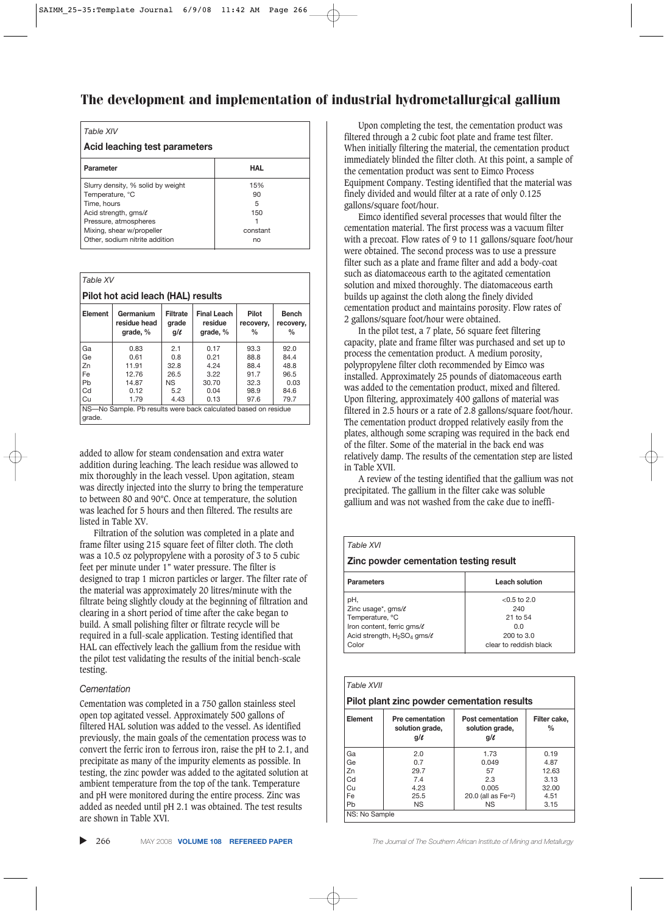# The development and implementation of industrial hydrometallurgical gallium

*Table XIV*

**Acid leaching test parameters**

| Parameter | HAL |
|---|---|
| Slurry density, % solid by weight | 15% |
| Temperature, °C | 90 |
| Time, hours | 5 |
| Acid strength, gms/ℓ | 150 |
| Pressure, atmospheres | 1 |
| Mixing, shear w/propeller | constant |
| Other, sodium nitrite addition | no |

*Table XV*

**Pilot hot acid leach (HAL) results**

| Element | Germanium residue head grade, % | Filtrate grade g/ℓ | Final Leach residue grade, % | Pilot recovery, % | Bench recovery, % |
|---|---|---|---|---|---|
| Ga | 0.83 | 2.1 | 0.17 | 93.3 | 92.0 |
| Ge | 0.61 | 0.8 | 0.21 | 88.8 | 84.4 |
| Zn | 11.91 | 32.8 | 4.24 | 88.4 | 48.8 |
| Fe | 12.76 | 26.5 | 3.22 | 91.7 | 96.5 |
| Pb | 14.87 | NS | 30.70 | 32.3 | 0.03 |
| Cd | 0.12 | 5.2 | 0.04 | 98.9 | 84.6 |
| Cu | 1.79 | 4.43 | 0.13 | 97.6 | 79.7 |

NS—No Sample. Pb results were back calculated based on residue grade.

added to allow for steam condensation and extra water addition during leaching. The leach residue was allowed to mix thoroughly in the leach vessel. Upon agitation, steam was directly injected into the slurry to bring the temperature to between 80 and 90°C. Once at temperature, the solution was leached for 5 hours and then filtered. The results are listed in Table XV.

Filtration of the solution was completed in a plate and frame filter using 215 square feet of filter cloth. The cloth was a 10.5 oz polypropylene with a porosity of 3 to 5 cubic feet per minute under 1" water pressure. The filter is designed to trap 1 micron particles or larger. The filter rate of the material was approximately 20 litres/minute with the filtrate being slightly cloudy at the beginning of filtration and clearing in a short period of time after the cake began to build. A small polishing filter or filtrate recycle will be required in a full-scale application. Testing identified that HAL can effectively leach the gallium from the residue with the pilot test validating the results of the initial bench-scale testing.

### *Cementation*

Cementation was completed in a 750 gallon stainless steel open top agitated vessel. Approximately 500 gallons of filtered HAL solution was added to the vessel. As identified previously, the main goals of the cementation process was to convert the ferric iron to ferrous iron, raise the pH to 2.1, and precipitate as many of the impurity elements as possible. In testing, the zinc powder was added to the agitated solution at ambient temperature from the top of the tank. Temperature and pH were monitored during the entire process. Zinc was added as needed until pH 2.1 was obtained. The test results are shown in Table XVI.

Upon completing the test, the cementation product was filtered through a 2 cubic foot plate and frame test filter. When initially filtering the material, the cementation product immediately blinded the filter cloth. At this point, a sample of the cementation product was sent to Eimco Process Equipment Company. Testing identified that the material was finely divided and would filter at a rate of only 0.125 gallons/square foot/hour.

Eimco identified several processes that would filter the cementation material. The first process was a vacuum filter with a precoat. Flow rates of 9 to 11 gallons/square foot/hour were obtained. The second process was to use a pressure filter such as a plate and frame filter and add a body-coat such as diatomaceous earth to the agitated cementation solution and mixed thoroughly. The diatomaceous earth builds up against the cloth along the finely divided cementation product and maintains porosity. Flow rates of 2 gallons/square foot/hour were obtained.

In the pilot test, a 7 plate, 56 square feet filtering capacity, plate and frame filter was purchased and set up to process the cementation product. A medium porosity, polypropylene filter cloth recommended by Eimco was installed. Approximately 25 pounds of diatomaceous earth was added to the cementation product, mixed and filtered. Upon filtering, approximately 400 gallons of material was filtered in 2.5 hours or a rate of 2.8 gallons/square foot/hour. The cementation product dropped relatively easily from the plates, although some scraping was required in the back end of the filter. Some of the material in the back end was relatively damp. The results of the cementation step are listed in Table XVII.

A review of the testing identified that the gallium was not precipitated. The gallium in the filter cake was soluble gallium and was not washed from the cake due to ineffi-

*Table XVI*

**Zinc powder cementation testing result**

| Parameters | Leach solution |
|---|---|
| pH, | <0.5 to 2.0 |
| Zinc usage*, gms/ℓ | 240 |
| Temperature, °C | 21 to 54 |
| Iron content, ferric gms/ℓ | 0.0 |
| Acid strength, $H_2SO_4$ gms/ℓ | 200 to 3.0 |
| Color | clear to reddish black |

*Table XVII*

**Pilot plant zinc powder cementation results**

| Element | Pre cementation solution grade, g/ℓ | Post cementation solution grade, g/ℓ | Filter cake, % |
|---|---|---|---|
| Ga | 2.0 | 1.73 | 0.19 |
| Ge | 0.7 | 0.049 | 4.87 |
| Zn | 29.7 | 57 | 12.63 |
| Cd | 7.4 | 2.3 | 3.13 |
| Cu | 4.23 | 0.005 | 32.00 |
| Fe | 25.5 | 20.0 (all as $Fe^{+2}$) | 4.51 |
| Pb | NS | NS | 3.15 |

NS: No Sample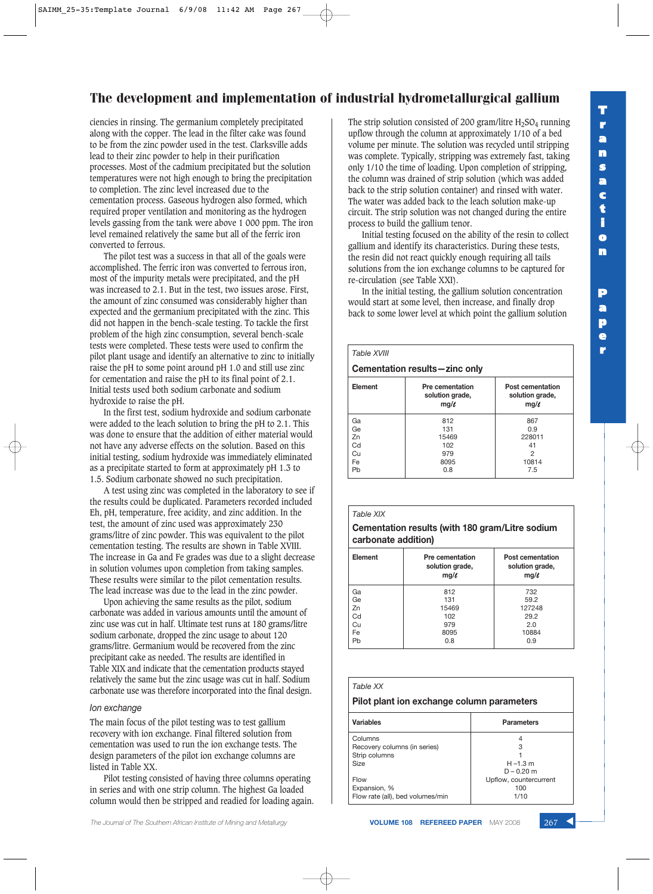ciencies in rinsing. The germanium completely precipitated along with the copper. The lead in the filter cake was found to be from the zinc powder used in the test. Clarksville adds lead to their zinc powder to help in their purification processes. Most of the cadmium precipitated but the solution temperatures were not high enough to bring the precipitation to completion. The zinc level increased due to the cementation process. Gaseous hydrogen also formed, which required proper ventilation and monitoring as the hydrogen levels gassing from the tank were above 1 000 ppm. The iron level remained relatively the same but all of the ferric iron converted to ferrous.

The pilot test was a success in that all of the goals were accomplished. The ferric iron was converted to ferrous iron, most of the impurity metals were precipitated, and the pH was increased to 2.1. But in the test, two issues arose. First, the amount of zinc consumed was considerably higher than expected and the germanium precipitated with the zinc. This did not happen in the bench-scale testing. To tackle the first problem of the high zinc consumption, several bench-scale tests were completed. These tests were used to confirm the pilot plant usage and identify an alternative to zinc to initially raise the pH to some point around pH 1.0 and still use zinc for cementation and raise the pH to its final point of 2.1. Initial tests used both sodium carbonate and sodium hydroxide to raise the pH.

In the first test, sodium hydroxide and sodium carbonate were added to the leach solution to bring the pH to 2.1. This was done to ensure that the addition of either material would not have any adverse effects on the solution. Based on this initial testing, sodium hydroxide was immediately eliminated as a precipitate started to form at approximately pH 1.3 to 1.5. Sodium carbonate showed no such precipitation.

A test using zinc was completed in the laboratory to see if the results could be duplicated. Parameters recorded included Eh, pH, temperature, free acidity, and zinc addition. In the test, the amount of zinc used was approximately 230 grams/litre of zinc powder. This was equivalent to the pilot cementation testing. The results are shown in Table XVIII. The increase in Ga and Fe grades was due to a slight decrease in solution volumes upon completion from taking samples. These results were similar to the pilot cementation results. The lead increase was due to the lead in the zinc powder.

Upon achieving the same results as the pilot, sodium carbonate was added in various amounts until the amount of zinc use was cut in half. Ultimate test runs at 180 grams/litre sodium carbonate, dropped the zinc usage to about 120 grams/litre. Germanium would be recovered from the zinc precipitant cake as needed. The results are identified in Table XIX and indicate that the cementation products stayed relatively the same but the zinc usage was cut in half. Sodium carbonate use was therefore incorporated into the final design.

*Ion exchange*

The main focus of the pilot testing was to test gallium recovery with ion exchange. Final filtered solution from cementation was used to run the ion exchange tests. The design parameters of the pilot ion exchange columns are listed in Table XX.

Pilot testing consisted of having three columns operating in series and with one strip column. The highest Ga loaded column would then be stripped and readied for loading again. The strip solution consisted of 200 gram/litre $H_2SO_4$ running upflow through the column at approximately 1/10 of a bed volume per minute. The solution was recycled until stripping was complete. Typically, stripping was extremely fast, taking only 1/10 the time of loading. Upon completion of stripping, the column was drained of strip solution (which was added back to the strip solution container) and rinsed with water. The water was added back to the leach solution make-up circuit. The strip solution was not changed during the entire process to build the gallium tenor.

Initial testing focused on the ability of the resin to collect gallium and identify its characteristics. During these tests, the resin did not react quickly enough requiring all tails solutions from the ion exchange columns to be captured for re-circulation (see Table XXI).

In the initial testing, the gallium solution concentration would start at some level, then increase, and finally drop back to some lower level at which point the gallium solution

*Table XVIII*

**Cementation results—zinc only**

| Element | Pre cementation solution grade, mg/ℓ | Post cementation solution grade, mg/ℓ |
|---|---|---|
| Ga | 812 | 867 |
| Ge | 131 | 0.9 |
| Zn | 15469 | 228011 |
| Cd | 102 | 41 |
| Cu | 979 | 2 |
| Fe | 8095 | 10814 |
| Pb | 0.8 | 7.5 |

*Table XIX*

**Cementation results (with 180 gram/Litre sodium carbonate addition)**

| Element | Pre cementation solution grade, mg/ℓ | Post cementation solution grade, mg/ℓ |
|---|---|---|
| Ga | 812 | 732 |
| Ge | 131 | 59.2 |
| Zn | 15469 | 127248 |
| Cd | 102 | 29.2 |
| Cu | 979 | 2.0 |
| Fe | 8095 | 10884 |
| Pb | 0.8 | 0.9 |

*Table XX*

**Pilot plant ion exchange column parameters**

| Variables | Parameters |
|---|---|
| Columns | 4 |
| Recovery columns (in series) | 3 |
| Strip columns | 1 |
| Size | H –1.3 m<br>D – 0.20 m |
| Flow | Upflow, countercurrent |
| Expansion, % | 100 |
| Flow rate (all), bed volumes/min | 1/10 |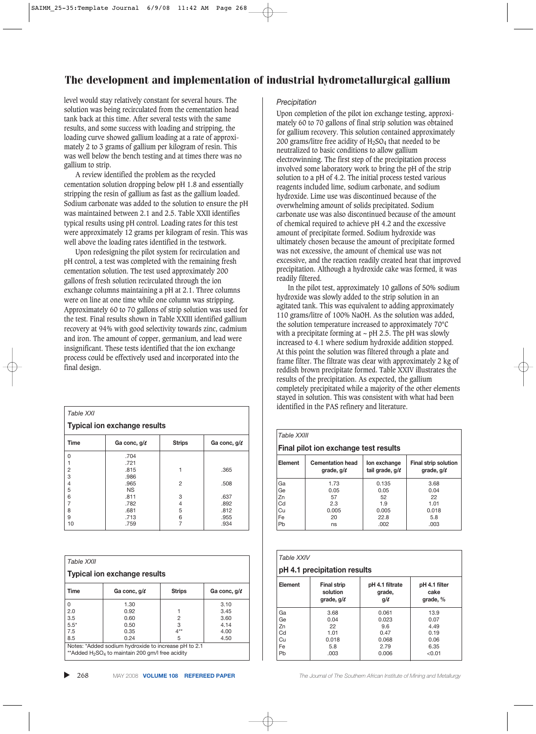level would stay relatively constant for several hours. The solution was being recirculated from the cementation head tank back at this time. After several tests with the same results, and some success with loading and stripping, the loading curve showed gallium loading at a rate of approximately 2 to 3 grams of gallium per kilogram of resin. This was well below the bench testing and at times there was no gallium to strip.

A review identified the problem as the recycled cementation solution dropping below pH 1.8 and essentially stripping the resin of gallium as fast as the gallium loaded. Sodium carbonate was added to the solution to ensure the pH was maintained between 2.1 and 2.5. Table XXII identifies typical results using pH control. Loading rates for this test were approximately 12 grams per kilogram of resin. This was well above the loading rates identified in the testwork.

Upon redesigning the pilot system for recirculation and pH control, a test was completed with the remaining fresh cementation solution. The test used approximately 200 gallons of fresh solution recirculated through the ion exchange columns maintaining a pH at 2.1. Three columns were on line at one time while one column was stripping. Approximately 60 to 70 gallons of strip solution was used for the test. Final results shown in Table XXIII identified gallium recovery at 94% with good selectivity towards zinc, cadmium and iron. The amount of copper, germanium, and lead were insignificant. These tests identified that the ion exchange process could be effectively used and incorporated into the final design.

*Table XXI*

**Typical ion exchange results**

| Time | Ga conc, g/ℓ | Strips | Ga conc, g/ℓ |
|---|---|---|---|
| 0 | .704 | | |
| 1 | .721 | | |
| 2 | .815 | 1 | .365 |
| 3 | .986 | | |
| 4 | .965 | 2 | .508 |
| 5 | NS | | |
| 6 | .811 | 3 | .637 |
| 7 | .782 | 4 | .892 |
| 8 | .681 | 5 | .812 |
| 9 | .713 | 6 | .955 |
| 10 | .759 | 7 | .934 |

*Table XXII*

**Typical ion exchange results**

| Time | Ga conc, g/ℓ | Strips | Ga conc, g/ℓ |
|---|---|---|---|
| 0 | 1.30 | | 3.10 |
| 2.0 | 0.92 | 1 | 3.45 |
| 3.5 | 0.60 | 2 | 3.60 |
| 5.5* | 0.50 | 3 | 4.14 |
| 7.5 | 0.35 | 4** | 4.00 |
| 8.5 | 0.24 | 5 | 4.50 |

Notes: *Added sodium hydroxide to increase pH to 2.1
**Added $H_2SO_4$ to maintain 200 gm/l free acidity

*Precipitation*

Upon completion of the pilot ion exchange testing, approximately 60 to 70 gallons of final strip solution was obtained for gallium recovery. This solution contained approximately 200 grams/litre free acidity of $H_2SO_4$ that needed to be neutralized to basic conditions to allow gallium electrowinning. The first step of the precipitation process involved some laboratory work to bring the pH of the strip solution to a pH of 4.2. The initial process tested various reagents included lime, sodium carbonate, and sodium hydroxide. Lime use was discontinued because of the overwhelming amount of solids precipitated. Sodium carbonate use was also discontinued because of the amount of chemical required to achieve pH 4.2 and the excessive amount of precipitate formed. Sodium hydroxide was ultimately chosen because the amount of precipitate formed was not excessive, the amount of chemical use was not excessive, and the reaction readily created heat that improved precipitation. Although a hydroxide cake was formed, it was readily filtered.

In the pilot test, approximately 10 gallons of 50% sodium hydroxide was slowly added to the strip solution in an agitated tank. This was equivalent to adding approximately 110 grams/litre of 100% NaOH. As the solution was added, the solution temperature increased to approximately 70°C with a precipitate forming at ~ pH 2.5. The pH was slowly increased to 4.1 where sodium hydroxide addition stopped. At this point the solution was filtered through a plate and frame filter. The filtrate was clear with approximately 2 kg of reddish brown precipitate formed. Table XXIV illustrates the results of the precipitation. As expected, the gallium completely precipitated while a majority of the other elements stayed in solution. This was consistent with what had been identified in the PAS refinery and literature.

*Table XXIII*

**Final pilot ion exchange test results**

| Element | Cementation head grade, g/ℓ | Ion exchange tail grade, g/ℓ | Final strip solution grade, g/ℓ |
|---|---|---|---|
| Ga | 1.73 | 0.135 | 3.68 |
| Ge | 0.05 | 0.05 | 0.04 |
| Zn | 57 | 52 | 22 |
| Cd | 2.3 | 1.9 | 1.01 |
| Cu | 0.005 | 0.005 | 0.018 |
| Fe | 20 | 22.8 | 5.8 |
| Pb | ns | .002 | .003 |

*Table XXIV*

**pH 4.1 precipitation results**

| Element | Final strip solution grade, g/ℓ | pH 4.1 filtrate grade, g/ℓ | pH 4.1 filter cake grade, % |
|---|---|---|---|
| Ga | 3.68 | 0.061 | 13.9 |
| Ge | 0.04 | 0.023 | 0.07 |
| Zn | 22 | 9.6 | 4.49 |
| Cd | 1.01 | 0.47 | 0.19 |
| Cu | 0.018 | 0.068 | 0.06 |
| Fe | 5.8 | 2.79 | 6.35 |
| Pb | .003 | 0.006 | <0.01 |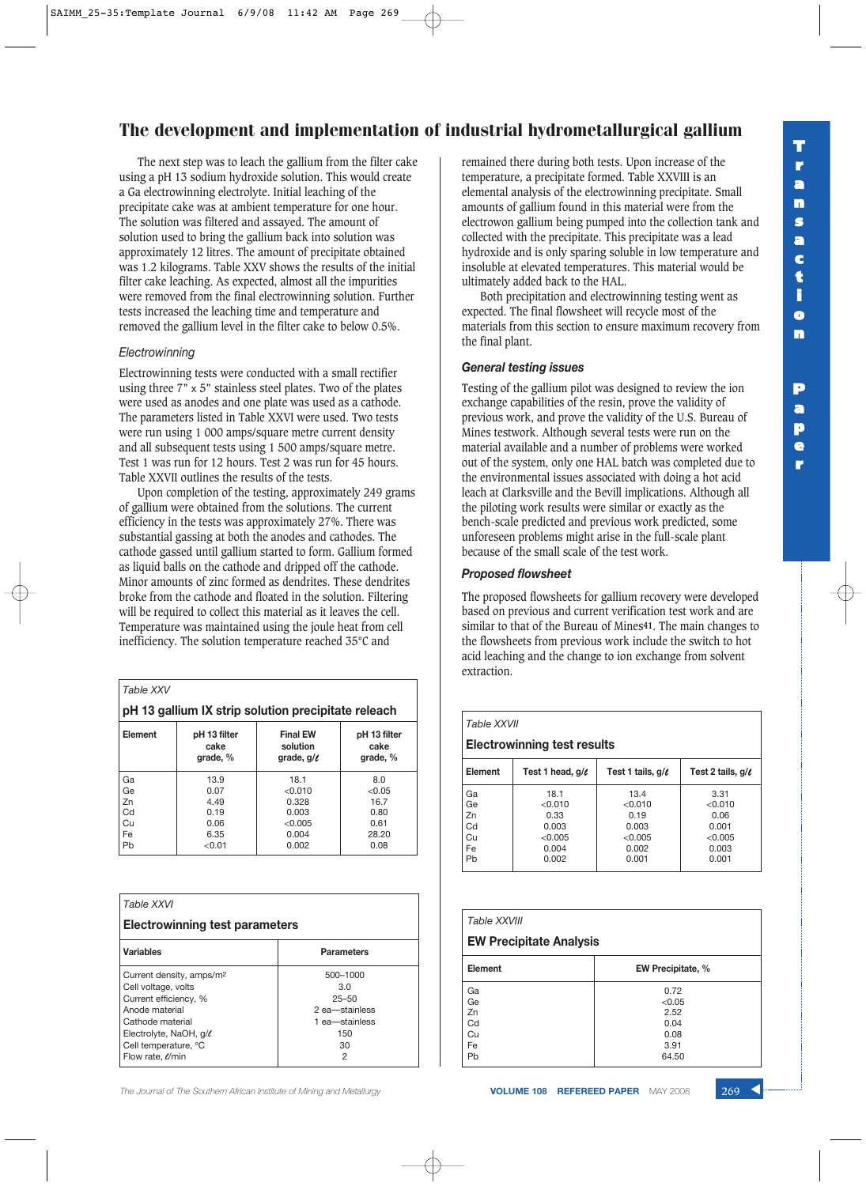The next step was to leach the gallium from the filter cake using a pH 13 sodium hydroxide solution. This would create a Ga electrowinning electrolyte. Initial leaching of the precipitate cake was at ambient temperature for one hour. The solution was filtered and assayed. The amount of solution used to bring the gallium back into solution was approximately 12 litres. The amount of precipitate obtained was 1.2 kilograms. Table XXV shows the results of the initial filter cake leaching. As expected, almost all the impurities were removed from the final electrowinning solution. Further tests increased the leaching time and temperature and removed the gallium level in the filter cake to below 0.5%.

*Electrowinning*

Electrowinning tests were conducted with a small rectifier using three 7" x 5" stainless steel plates. Two of the plates were used as anodes and one plate was used as a cathode. The parameters listed in Table XXVI were used. Two tests were run using 1 000 amps/square metre current density and all subsequent tests using 1 500 amps/square metre. Test 1 was run for 12 hours. Test 2 was run for 45 hours. Table XXVII outlines the results of the tests.

Upon completion of the testing, approximately 249 grams of gallium were obtained from the solutions. The current efficiency in the tests was approximately 27%. There was substantial gassing at both the anodes and cathodes. The cathode gassed until gallium started to form. Gallium formed as liquid balls on the cathode and dripped off the cathode. Minor amounts of zinc formed as dendrites. These dendrites broke from the cathode and floated in the solution. Filtering will be required to collect this material as it leaves the cell. Temperature was maintained using the joule heat from cell inefficiency. The solution temperature reached 35°C and remained there during both tests. Upon increase of the temperature, a precipitate formed. Table XXVIII is an elemental analysis of the electrowinning precipitate. Small amounts of gallium found in this material were from the electrowon gallium being pumped into the collection tank and collected with the precipitate. This precipitate was a lead hydroxide and is only sparing soluble in low temperature and insoluble at elevated temperatures. This material would be ultimately added back to the HAL.

Both precipitation and electrowinning testing went as expected. The final flowsheet will recycle most of the materials from this section to ensure maximum recovery from the final plant.

### General testing issues

Testing of the gallium pilot was designed to review the ion exchange capabilities of the resin, prove the validity of previous work, and prove the validity of the U.S. Bureau of Mines testwork. Although several tests were run on the material available and a number of problems were worked out of the system, only one HAL batch was completed due to the environmental issues associated with doing a hot acid leach at Clarksville and the Bevill implications. Although all the piloting work results were similar or exactly as the bench-scale predicted and previous work predicted, some unforeseen problems might arise in the full-scale plant because of the small scale of the test work.

### Proposed flowsheet

The proposed flowsheets for gallium recovery were developed based on previous and current verification test work and are similar to that of the Bureau of Mines[41]. The main changes to the flowsheets from previous work include the switch to hot acid leaching and the change to ion exchange from solvent extraction.

*Table XXV*

**pH 13 gallium IX strip solution precipitate releach**

| Element | pH 13 filter cake grade, % | Final EW solution grade, g/ℓ | pH 13 filter cake grade, % |
|---|---|---|---|
| Ga | 13.9 | 18.1 | 8.0 |
| Ge | 0.07 | <0.010 | <0.05 |
| Zn | 4.49 | 0.328 | 16.7 |
| Cd | 0.19 | 0.003 | 0.80 |
| Cu | 0.06 | <0.005 | 0.61 |
| Fe | 6.35 | 0.004 | 28.20 |
| Pb | <0.01 | 0.002 | 0.08 |

*Table XXVI*

**Electrowinning test parameters**

| Variables | Parameters |
|---|---|
| Current density, amps/m$^2$ | 500–1000 |
| Cell voltage, volts | 3.0 |
| Current efficiency, % | 25–50 |
| Anode material | 2 ea—stainless |
| Cathode material | 1 ea—stainless |
| Electrolyte, NaOH, g/ℓ | 150 |
| Cell temperature, °C | 30 |
| Flow rate, ℓ/min | 2 |

*Table XXVII*

**Electrowinning test results**

| Element | Test 1 head, g/ℓ | Test 1 tails, g/ℓ | Test 2 tails, g/ℓ |
|---|---|---|---|
| Ga | 18.1 | 13.4 | 3.31 |
| Ge | <0.010 | <0.010 | <0.010 |
| Zn | 0.33 | 0.19 | 0.06 |
| Cd | 0.003 | 0.003 | 0.001 |
| Cu | <0.005 | <0.005 | <0.005 |
| Fe | 0.004 | 0.002 | 0.003 |
| Pb | 0.002 | 0.001 | 0.001 |

*Table XXVIII*

**EW Precipitate Analysis**

| Element | EW Precipitate, % |
|---|---|
| Ga | 0.72 |
| Ge | <0.05 |
| Zn | 2.52 |
| Cd | 0.04 |
| Cu | 0.08 |
| Fe | 3.91 |
| Pb | 64.50 |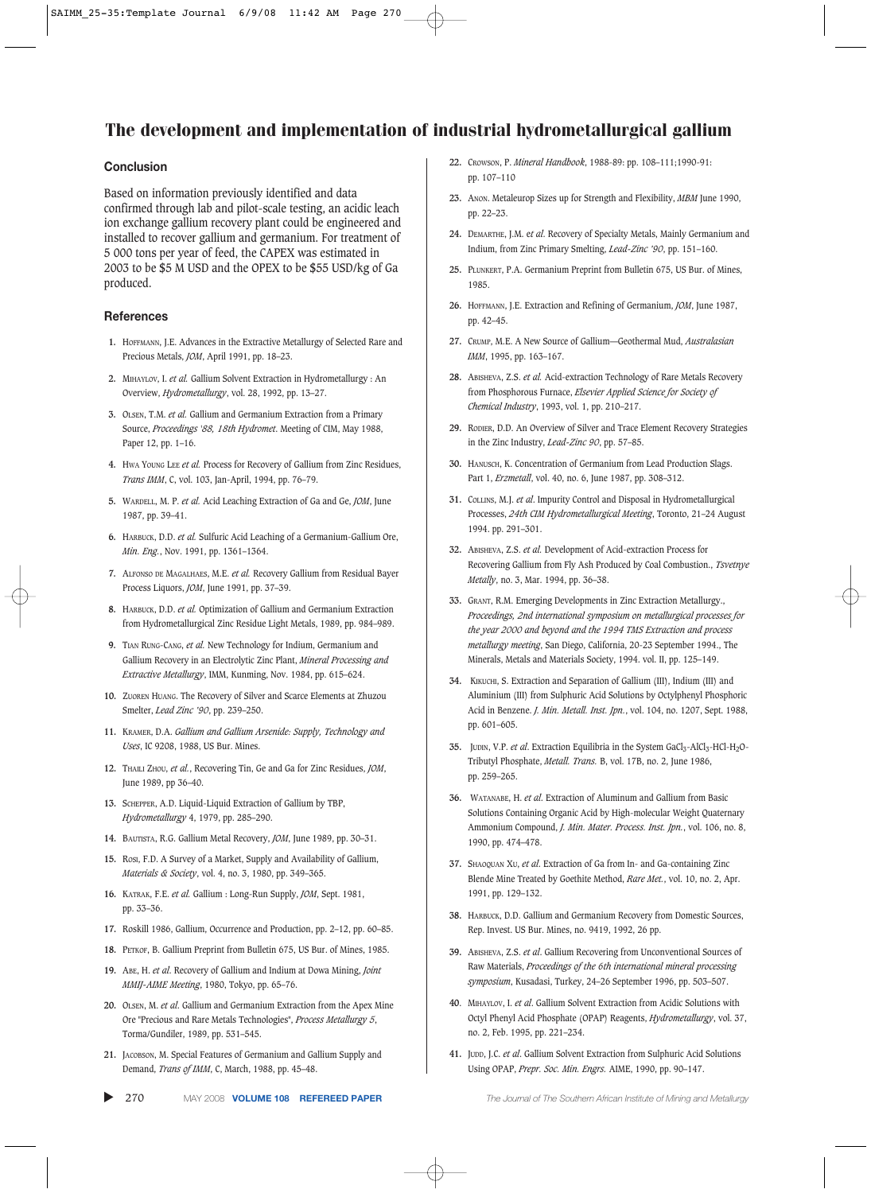## Conclusion

Based on information previously identified and data confirmed through lab and pilot-scale testing, an acidic leach ion exchange gallium recovery plant could be engineered and installed to recover gallium and germanium. For treatment of 5 000 tons per year of feed, the CAPEX was estimated in 2003 to be $5 M USD and the OPEX to be $55 USD/kg of Ga produced.

## References

1. HOFFMANN, J.E. Advances in the Extractive Metallurgy of Selected Rare and Precious Metals, *JOM*, April 1991, pp. 18–23.
2. MIHAYLOV, I. *et al.* Gallium Solvent Extraction in Hydrometallurgy : An Overview, *Hydrometallurgy*, vol. 28, 1992, pp. 13–27.
3. OLSEN, T.M. *et al.* Gallium and Germanium Extraction from a Primary Source, *Proceedings '88, 18th Hydromet*. Meeting of CIM, May 1988, Paper 12, pp. 1–16.
4. HWA YOUNG LEE *et al.* Process for Recovery of Gallium from Zinc Residues, *Trans IMM*, C, vol. 103, Jan-April, 1994, pp. 76–79.
5. WARDELL, M. P. *et al.* Acid Leaching Extraction of Ga and Ge, *JOM*, June 1987, pp. 39–41.
6. HARBUCK, D.D. *et al.* Sulfuric Acid Leaching of a Germanium-Gallium Ore, *Min. Eng.*, Nov. 1991, pp. 1361–1364.
7. ALFONSO DE MAGALHAES, M.E. *et al.* Recovery Gallium from Residual Bayer Process Liquors, *JOM*, June 1991, pp. 37–39.
8. HARBUCK, D.D. *et al.* Optimization of Gallium and Germanium Extraction from Hydrometallurgical Zinc Residue Light Metals, 1989, pp. 984–989.
9. TIAN RUNG-CANG, *et al.* New Technology for Indium, Germanium and Gallium Recovery in an Electrolytic Zinc Plant, *Mineral Processing and Extractive Metallurgy*, IMM, Kunming, Nov. 1984, pp. 615–624.
10. ZUOREN HUANG. The Recovery of Silver and Scarce Elements at Zhuzou Smelter, *Lead Zinc '90*, pp. 239–250.
11. KRAMER, D.A. *Gallium and Gallium Arsenide: Supply, Technology and Uses*, IC 9208, 1988, US Bur. Mines.
12. THAILI ZHOU, *et al.*, Recovering Tin, Ge and Ga for Zinc Residues, *JOM*, June 1989, pp 36–40.
13. SCHEPPER, A.D. Liquid-Liquid Extraction of Gallium by TBP, *Hydrometallurgy* 4, 1979, pp. 285–290.
14. BAUTISTA, R.G. Gallium Metal Recovery, *JOM*, June 1989, pp. 30–31.
15. ROSI, F.D. A Survey of a Market, Supply and Availability of Gallium, *Materials & Society*, vol. 4, no. 3, 1980, pp. 349–365.
16. KATRAK, F.E. *et al.* Gallium : Long-Run Supply, *JOM*, Sept. 1981, pp. 33–36.
17. Roskill 1986, Gallium, Occurrence and Production, pp. 2–12, pp. 60–85.
18. PETKOF, B. Gallium Preprint from Bulletin 675, US Bur. of Mines, 1985.
19. ABE, H. *et al.* Recovery of Gallium and Indium at Dowa Mining, *Joint MMIJ-AIME Meeting*, 1980, Tokyo, pp. 65–76.
20. OLSEN, M. *et al.* Gallium and Germanium Extraction from the Apex Mine Ore "Precious and Rare Metals Technologies", *Process Metallurgy 5*, Torma/Gundiler, 1989, pp. 531–545.
21. JACOBSON, M. Special Features of Germanium and Gallium Supply and Demand, *Trans of IMM*, C, March, 1988, pp. 45–48.
22. CROWSON, P. *Mineral Handbook*, 1988-89: pp. 108–111;1990-91: pp. 107–110
23. ANON. Metaleurop Sizes up for Strength and Flexibility, *MBM* June 1990, pp. 22–23.
24. DEMARTHE, J.M. *et al.* Recovery of Specialty Metals, Mainly Germanium and Indium, from Zinc Primary Smelting, *Lead-Zinc '90*, pp. 151–160.
25. PLUNKERT, P.A. Germanium Preprint from Bulletin 675, US Bur. of Mines, 1985.
26. HOFFMANN, J.E. Extraction and Refining of Germanium, *JOM*, June 1987, pp. 42–45.
27. CRUMP, M.E. A New Source of Gallium—Geothermal Mud, *Australasian IMM*, 1995, pp. 163–167.
28. ABISHEVA, Z.S. *et al.* Acid-extraction Technology of Rare Metals Recovery from Phosphorous Furnace, *Elsevier Applied Science for Society of Chemical Industry*, 1993, vol. 1, pp. 210–217.
29. RODIER, D.D. An Overview of Silver and Trace Element Recovery Strategies in the Zinc Industry, *Lead-Zinc 90*, pp. 57–85.
30. HANUSCH, K. Concentration of Germanium from Lead Production Slags. Part 1, *Erzmetall*, vol. 40, no. 6, June 1987, pp. 308–312.
31. COLLINS, M.J. *et al.* Impurity Control and Disposal in Hydrometallurgical Processes, *24th CIM Hydrometallurgical Meeting*, Toronto, 21–24 August 1994. pp. 291–301.
32. ABISHEVA, Z.S. *et al.* Development of Acid-extraction Process for Recovering Gallium from Fly Ash Produced by Coal Combustion., *Tsvetnye Metally*, no. 3, Mar. 1994, pp. 36–38.
33. GRANT, R.M. Emerging Developments in Zinc Extraction Metallurgy., *Proceedings, 2nd international symposium on metallurgical processes for the year 2000 and beyond and the 1994 TMS Extraction and process metallurgy meeting*, San Diego, California, 20-23 September 1994., The Minerals, Metals and Materials Society, 1994. vol. II, pp. 125–149.
34. KIKUCHI, S. Extraction and Separation of Gallium (III), Indium (III) and Aluminium (III) from Sulphuric Acid Solutions by Octylphenyl Phosphoric Acid in Benzene. *J. Min. Metall. Inst. Jpn.*, vol. 104, no. 1207, Sept. 1988, pp. 601–605.
35. JUDIN, V.P. *et al.* Extraction Equilibria in the System $GaCl_3$-$AlCl_3$-HCl-$H_2O$-Tributyl Phosphate, *Metall. Trans.* B, vol. 17B, no. 2, June 1986, pp. 259–265.
36. WATANABE, H. *et al.* Extraction of Aluminum and Gallium from Basic Solutions Containing Organic Acid by High-molecular Weight Quaternary Ammonium Compound, *J. Min. Mater. Process. Inst. Jpn.*, vol. 106, no. 8, 1990, pp. 474–478.
37. SHAOQUAN XU, *et al.* Extraction of Ga from In- and Ga-containing Zinc Blende Mine Treated by Goethite Method, *Rare Met.*, vol. 10, no. 2, Apr. 1991, pp. 129–132.
38. HARBUCK, D.D. Gallium and Germanium Recovery from Domestic Sources, Rep. Invest. US Bur. Mines, no. 9419, 1992, 26 pp.
39. ABISHEVA, Z.S. *et al.* Gallium Recovering from Unconventional Sources of Raw Materials, *Proceedings of the 6th international mineral processing symposium*, Kusadasi, Turkey, 24–26 September 1996, pp. 503–507.
40. MIHAYLOV, I. *et al.* Gallium Solvent Extraction from Acidic Solutions with Octyl Phenyl Acid Phosphate (OPAP) Reagents, *Hydrometallurgy*, vol. 37, no. 2, Feb. 1995, pp. 221–234.
41. JUDD, J.C. *et al.* Gallium Solvent Extraction from Sulphuric Acid Solutions Using OPAP, *Prepr. Soc. Min. Engrs.* AIME, 1990, pp. 90–147.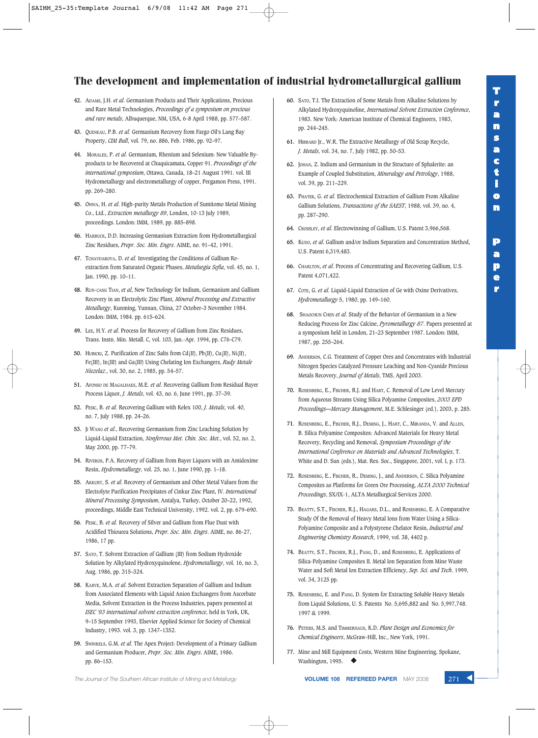42. Adams, J.H. *et al.* Germanium Products and Their Applications, Precious and Rare Metal Technologies, *Proceedings of a symposium on precious and rare metals*, Albuquerque, NM, USA, 6-8 April 1988, pp. 577–587.

43. Queneau, P.B. *et al.* Germanium Recovery from Fargo Oil's Lang Bay Property, *CIM Bull*, vol. 79, no. 886, Feb. 1986, pp. 92–97.

44. Morales, P. *et al.* Germanium, Rhenium and Selenium: New Valuable By-products to be Recovered at Chuquicamata, Copper 91. *Proceedings of the international symposium*, Ottawa, Canada, 18–21 August 1991. vol. III Hydrometallurgy and electrometallurgy of copper, Pergamon Press, 1991. pp. 269–280.

45. Ohwa, H. *et al.* High-purity Metals Production of Sumitomo Metal Mining Co., Ltd., *Extraction metallurgy 89*, London, 10-13 July 1989, proceedings. London: IMM, 1989, pp. 885–898.

46. Harbuck, D.D. Increasing Germanium Extraction from Hydrometallurgical Zinc Residues, *Prepr. Soc. Min. Engrs.* AIME, no. 91–42, 1991.

47. Tchavdarova, D. *et al.* Investigating the Conditions of Gallium Re-extraction from Saturated Organic Phases, *Metalurgia Sofia*, vol. 45, no. 1, Jan. 1990, pp. 10–11.

48. Run-cang Tian, *et al*, New Technology for Indium, Germanium and Gallium Recovery in an Electrolytic Zinc Plant, *Mineral Processing and Extractive Metallurgy*, Kunming, Yunnan, China, 27 October–3 November 1984. London: IMM, 1984. pp. 615–624.

49. Lee, H.Y. *et al.* Process for Recovery of Gallium from Zinc Residues, Trans. Instn. Min. Metall. C, vol. 103, Jan.-Apr. 1994, pp. C76-C79.

50. Hubicki, Z. Purification of Zinc Salts from Cd(II), Pb(II), Cu(II), Ni(II), Fe(III), In(III) and Ga(III) Using Chelating Ion Exchangers, *Rudy Metale Niezelaz.*, vol. 30, no. 2, 1985, pp. 54–57.

51. Afonso de Magalhaes, M.E. *et al.* Recovering Gallium from Residual Bayer Process Liquor, *J. Metals*, vol. 43, no. 6, June 1991, pp. 37–39.

52. Pesic, B. *et al.* Recovering Gallium with Kelex 100, *J. Metals*, vol. 40, no. 7, July 1988, pp. 24–26.

53. Ji Wang *et al.*, Recovering Germanium from Zinc Leaching Solution by Liquid-Liquid Extraction, *Nonferrous Met. Chin. Soc. Met.*, vol. 52, no. 2, May 2000, pp. 77–79.

54. Riveros, P.A. Recovery of Gallium from Bayer Liquors with an Amidoxime Resin, *Hydrometallurgy*, vol. 25, no. 1, June 1990, pp. 1–18.

55. Akkurt, S. *et al.* Recovery of Germanium and Other Metal Values from the Electrolyte Purification Precipitates of Cinkur Zinc Plant, IV. *International Mineral Processing Symposium*, Antalya, Turkey, October 20–22, 1992, proceedings, Middle East Technical University, 1992. vol. 2, pp. 679–690.

56. Pesic, B. *et al.* Recovery of Silver and Gallium from Flue Dust with Acidified Thiourea Solutions, *Prepr. Soc. Min. Engrs.* AIME, no. 86-27, 1986, 17 pp.

57. Sato, T. Solvent Extraction of Gallium (III) from Sodium Hydroxide Solution by Alkylated Hydroxyquinolene, *Hydrometallurgy*, vol. 16, no. 3, Aug. 1986, pp. 315–324.

58. Karve, M.A. *et al.* Solvent Extraction Separation of Gallium and Indium from Associated Elements with Liquid Anion Exchangers from Ascorbate Media, Solvent Extraction in the Process Industries, papers presented at *ISEC '93 international solvent extraction conference*, held in York, UK, 9–15 September 1993, Elsevier Applied Science for Society of Chemical Industry, 1993. vol. 3, pp. 1347–1352.

59. Swinkels, G.M. *et al.* The Apex Project: Development of a Primary Gallium and Germanium Producer, *Prepr. Soc. Min. Engrs.* AIME, 1986. pp. 86–153.

60. Sato, T.I. The Extraction of Some Metals from Alkaline Solutions by Alkylated Hydroxyquinoline, *International Solvent Extraction Conference*, 1983. New York: American Institute of Chemical Engineers, 1983, pp. 244–245.

61. Hibbard Jr., W.R. The Extractive Metallurgy of Old Scrap Recycle, *J. Metals*, vol. 34, no. 7, July 1982, pp. 50–53.

62. Johan, Z. Indium and Germanium in the Structure of Sphalerite: an Example of Coupled Substitution, *Mineralogy and Petrology*, 1988, vol. 39, pp. 211–229.

63. Phatek, G. *et al.* Electrochemical Extraction of Gallium From Alkaline Gallium Solutions, *Transactions of the SAEST*, 1988, vol. 39, no. 4, pp. 287–290.

64. Crossley, *et al.* Electrowinning of Gallium, U.S. Patent 3,966,568.

65. Kudo, *et al.* Gallium and/or Indium Separation and Concentration Method, U.S. Patent 6,319,483.

66. Charlton, *et al.* Process of Concentrating and Recovering Gallium, U.S. Patent 4,071,422.

67. Cote, G. *et al.* Liquid-Liquid Extraction of Ge with Oxine Derivatives, *Hydrometallurgy* 5, 1980, pp. 149–160.

68. Shaochun Chen *et al.* Study of the Behavior of Germanium in a New Reducing Process for Zinc Calcine, *Pyrometallurgy 87*. Papers presented at a symposium held in London, 21–23 September 1987. London: IMM, 1987, pp. 255–264.

69. Anderson, C.G. Treatment of Copper Ores and Concentrates with Industrial Nitrogen Species Catalyzed Pressure Leaching and Non-Cyanide Precious Metals Recovery, *Journal of Metals*, TMS, April 2003.

70. Rosenberg, E., Fischer, R.J. and Hart, C. Removal of Low Level Mercury from Aqueous Streams Using Silica Polyamine Composites, *2003 EPD Proceedings—Mercury Management*, M.E. Schlesinger (ed.), 2003, p. 285.

71. Rosenberg, E., Fischer, R.J., Deming, J., Hart, C., Miranda, V. and Allen, B. Silica Polyamine Composites: Advanced Materials for Heavy Metal Recovery, Recycling and Removal, *Symposium Proceedings of the International Conference on Materials and Advanced Technologies*, T. White and D. Sun (eds.), Mat. Res. Soc., Singapore, 2001, vol. I, p. 173.

72. Rosenberg, E., Fischer, R., Deming, J., and Anderson, C. Silica Polyamine Composites as Platforms for Green Ore Processing, *ALTA 2000 Technical Proceedings*, SX/IX-1, ALTA Metallurgical Services 2000.

73. Beatty, S.T., Fischer, R.J., Hagars, D.L., and Rosenberg, E. A Comparative Study Of the Removal of Heavy Metal Ions from Water Using a Silica-Polyamine Composite and a Polystyrene Chelator Resin, *Industrial and Engineering Chemistry Research*, 1999, vol. 38, 4402 p.

74. Beatty, S.T., Fischer, R.J., Pang, D., and Rosenberg, E. Applications of Silica-Polyamine Composites II. Metal Ion Separation from Mine Waste Water and Soft Metal Ion Extraction Efficiency, *Sep. Sci. and Tech.* 1999, vol. 34, 3125 pp.

75. Rosenberg, E. and Pang, D. System for Extracting Soluble Heavy Metals from Liquid Solutions, U. S. Patents No. 5,695,882 and No. 5,997,748. 1997 & 1999.

76. Peters, M.S. and Timmerhaus, K.D. *Plant Design and Economics for Chemical Engineers*, McGraw-Hill, Inc., New York, 1991.

77. Mine and Mill Equipment Costs, Western Mine Engineering, Spokane, Washington, 1995. ◆